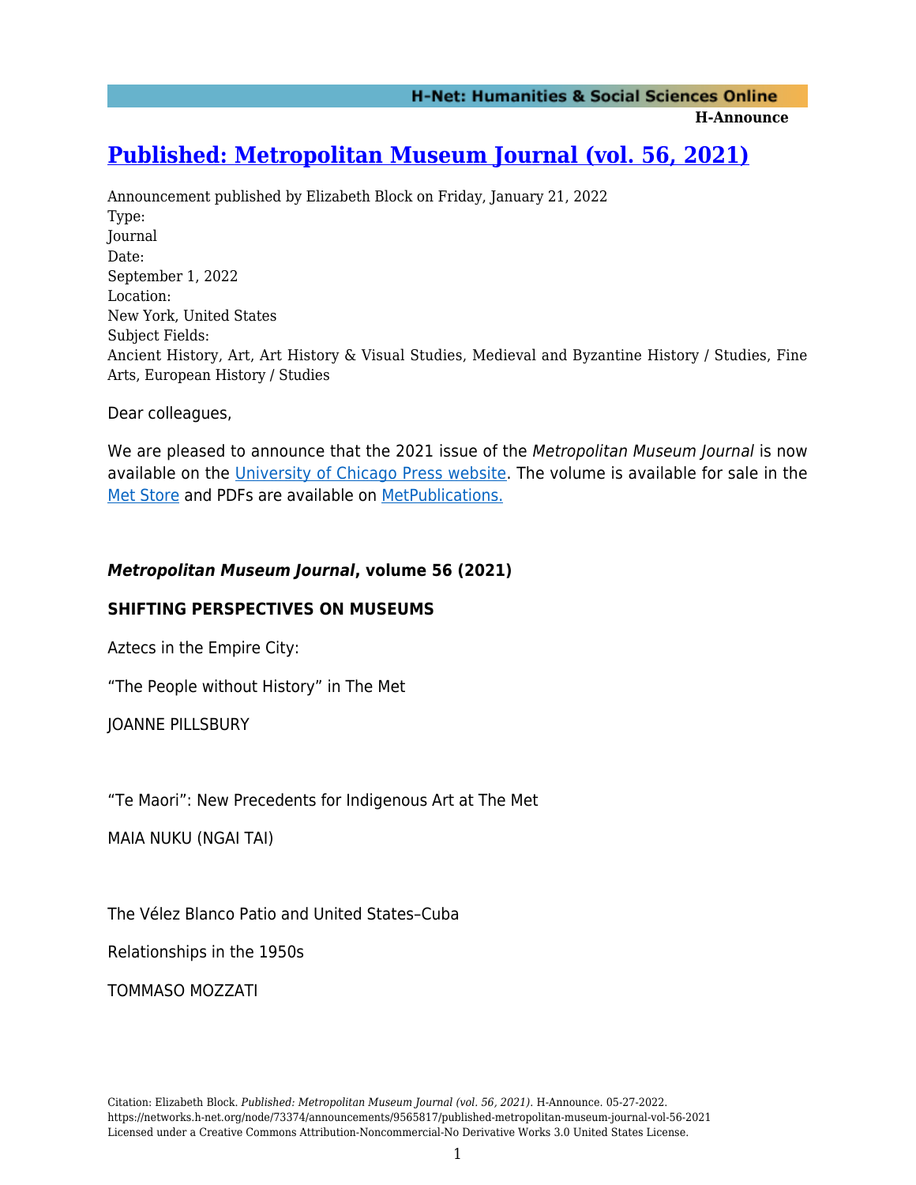# [Published: Metropolitan Museum Journal (vol. 56, 2021)](#)

Announcement published by Elizabeth Block on Friday, January 21, 2022
Type:
Journal
Date:
September 1, 2022
Location:
New York, United States
Subject Fields:
Ancient History, Art, Art History & Visual Studies, Medieval and Byzantine History / Studies, Fine Arts, European History / Studies

Dear colleagues,

We are pleased to announce that the 2021 issue of the *Metropolitan Museum Journal* is now available on the University of Chicago Press website. The volume is available for sale in the Met Store and PDFs are available on MetPublications.

***Metropolitan Museum Journal*, volume 56 (2021)**

**SHIFTING PERSPECTIVES ON MUSEUMS**

Aztecs in the Empire City:

“The People without History” in The Met

JOANNE PILLSBURY

“Te Maori”: New Precedents for Indigenous Art at The Met

MAIA NUKU (NGAI TAI)

The Vélez Blanco Patio and United States–Cuba

Relationships in the 1950s

TOMMASO MOZZATI

Citation: Elizabeth Block. *Published: Metropolitan Museum Journal (vol. 56, 2021)*. H-Announce. 05-27-2022.
https://networks.h-net.org/node/73374/announcements/9565817/published-metropolitan-museum-journal-vol-56-2021
Licensed under a Creative Commons Attribution-Noncommercial-No Derivative Works 3.0 United States License.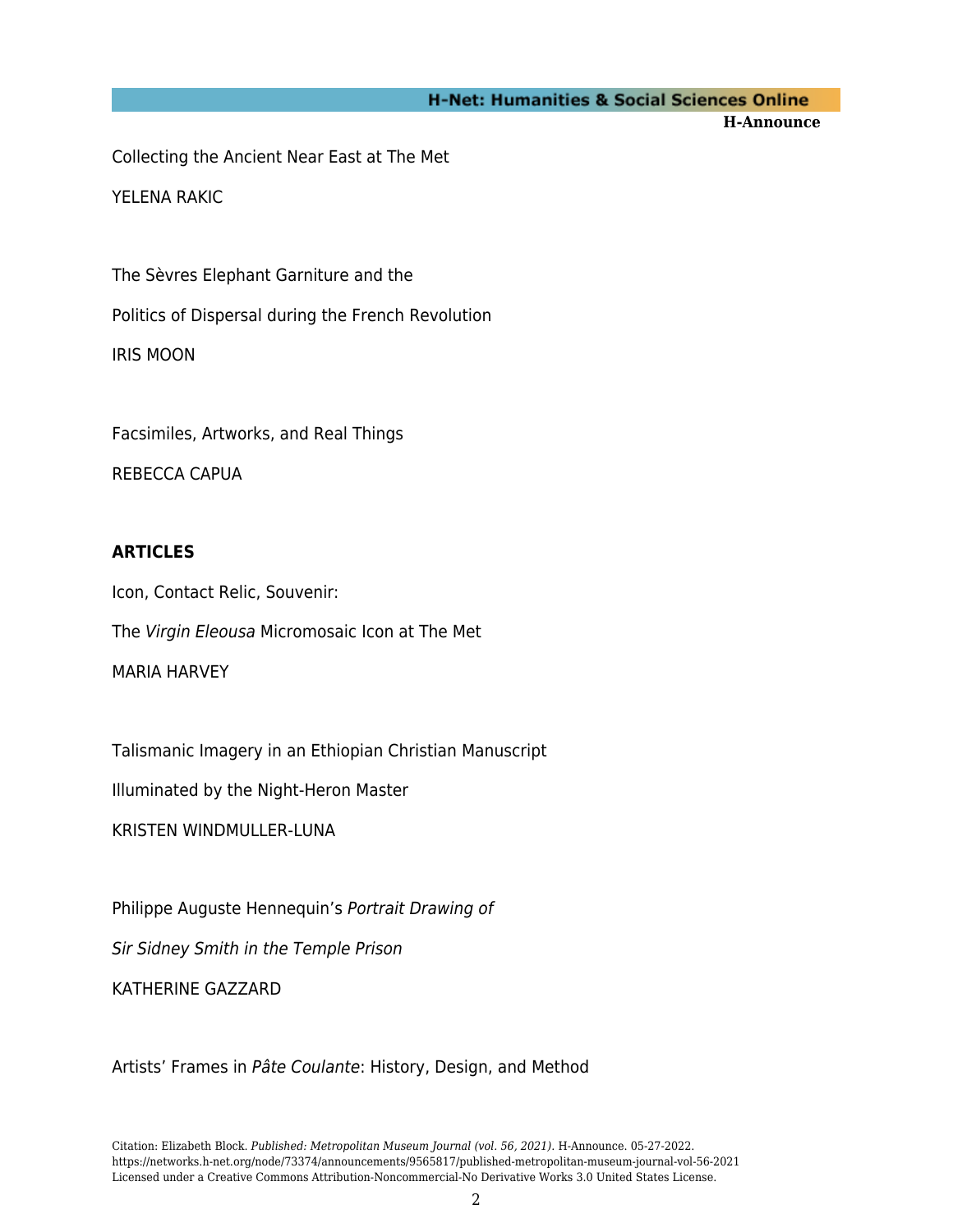Collecting the Ancient Near East at The Met

YELENA RAKIC

The Sèvres Elephant Garniture and the

Politics of Dispersal during the French Revolution

IRIS MOON

Facsimiles, Artworks, and Real Things

REBECCA CAPUA

**ARTICLES**

Icon, Contact Relic, Souvenir:

The *Virgin Eleousa* Micromosaic Icon at The Met

MARIA HARVEY

Talismanic Imagery in an Ethiopian Christian Manuscript

Illuminated by the Night-Heron Master

KRISTEN WINDMULLER-LUNA

Philippe Auguste Hennequin's *Portrait Drawing of*

*Sir Sidney Smith in the Temple Prison*

KATHERINE GAZZARD

Artists' Frames in *Pâte Coulante*: History, Design, and Method

Citation: Elizabeth Block. *Published: Metropolitan Museum Journal (vol. 56, 2021)*. H-Announce. 05-27-2022.
https://networks.h-net.org/node/73374/announcements/9565817/published-metropolitan-museum-journal-vol-56-2021
Licensed under a Creative Commons Attribution-Noncommercial-No Derivative Works 3.0 United States License.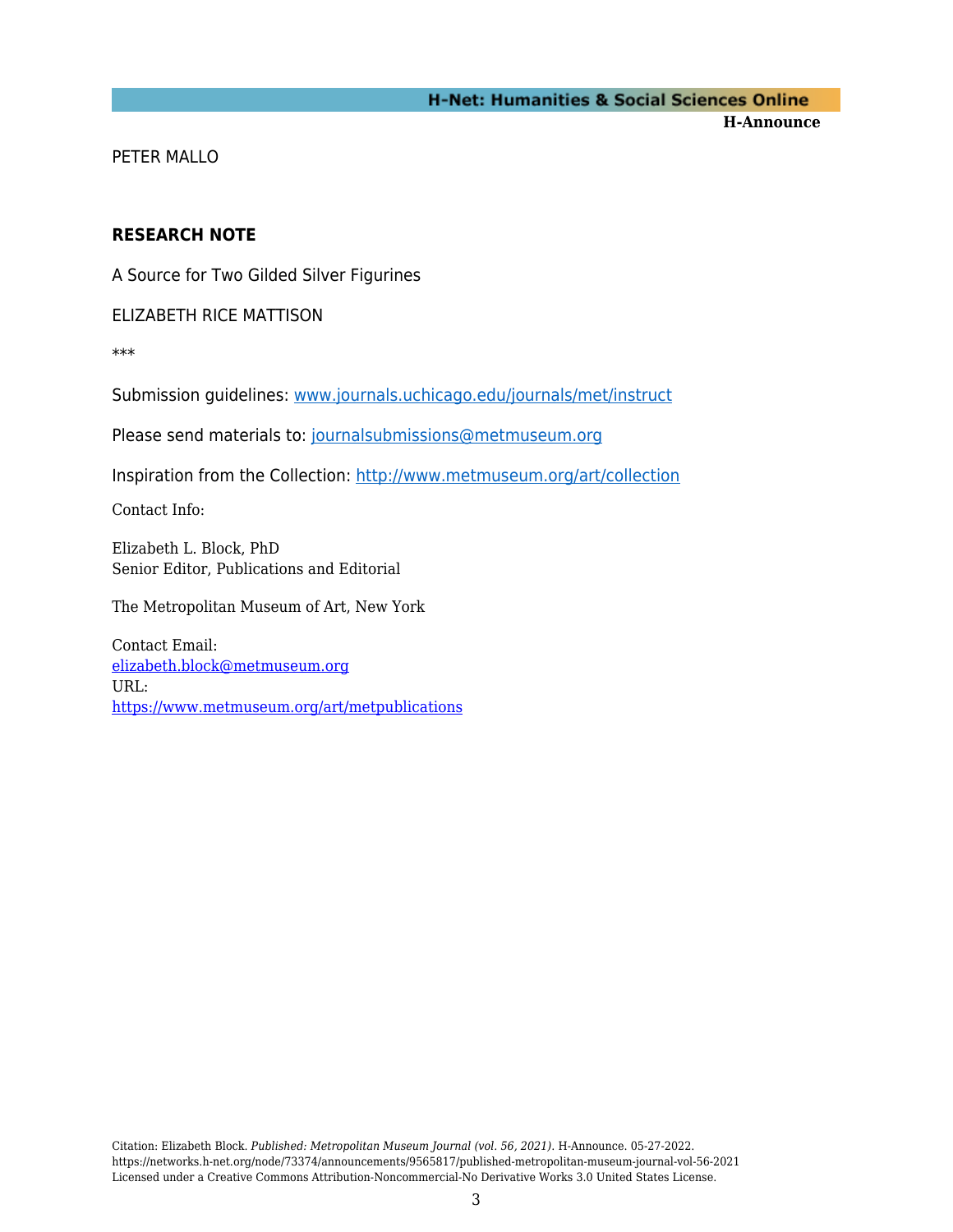PETER MALLO

**RESEARCH NOTE**

A Source for Two Gilded Silver Figurines

ELIZABETH RICE MATTISON

***

Submission guidelines: [www.journals.uchicago.edu/journals/met/instruct](http://www.journals.uchicago.edu/journals/met/instruct)

Please send materials to: [journalsubmissions@metmuseum.org](mailto:journalsubmissions@metmuseum.org)

Inspiration from the Collection: [http://www.metmuseum.org/art/collection](http://www.metmuseum.org/art/collection)

Contact Info:

Elizabeth L. Block, PhD
Senior Editor, Publications and Editorial

The Metropolitan Museum of Art, New York

Contact Email:
[elizabeth.block@metmuseum.org](mailto:elizabeth.block@metmuseum.org)
URL:
[https://www.metmuseum.org/art/metpublications](https://www.metmuseum.org/art/metpublications)

Citation: Elizabeth Block. *Published: Metropolitan Museum Journal (vol. 56, 2021)*. H-Announce. 05-27-2022.
https://networks.h-net.org/node/73374/announcements/9565817/published-metropolitan-museum-journal-vol-56-2021
Licensed under a Creative Commons Attribution-Noncommercial-No Derivative Works 3.0 United States License.